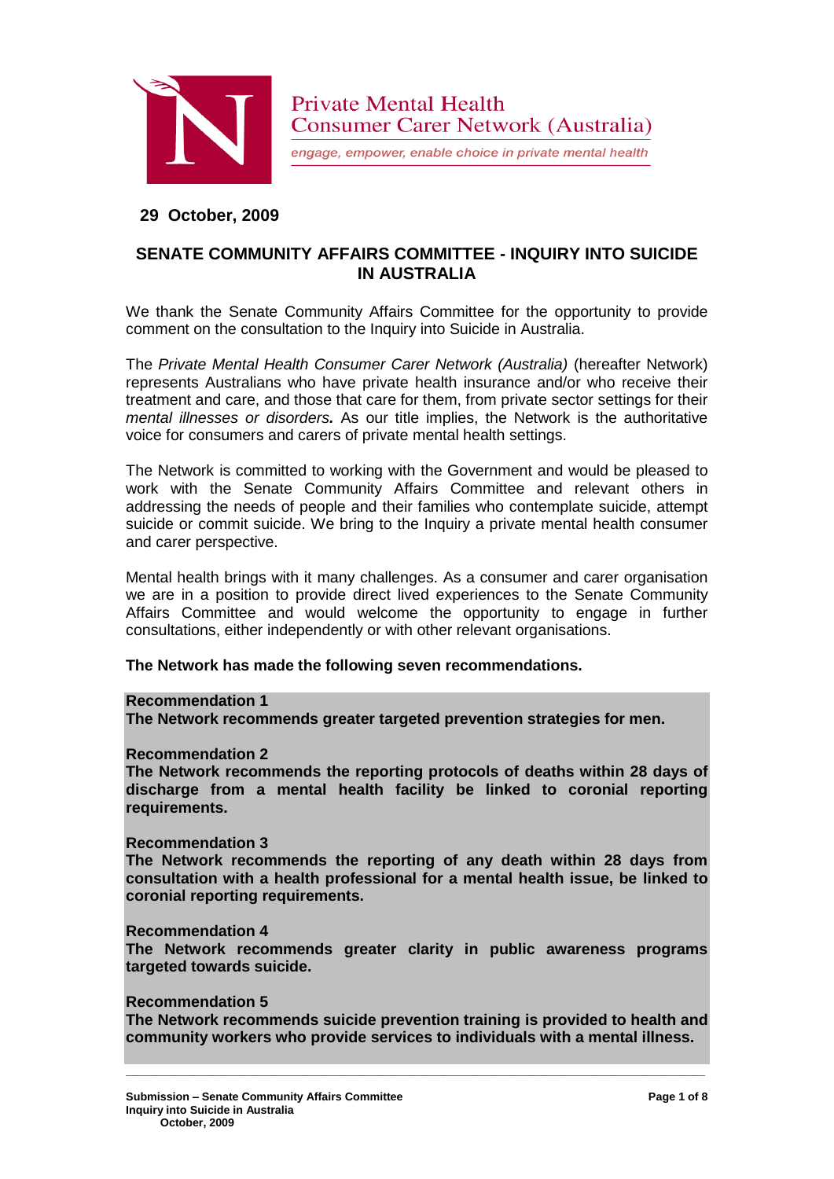Private Mental Health Consumer Carer Network (Australia)

*engage, empower, enable choice in private mental health*

**29 October, 2009**

## SENATE COMMUNITY AFFAIRS COMMITTEE - INQUIRY INTO SUICIDE IN AUSTRALIA

We thank the Senate Community Affairs Committee for the opportunity to provide comment on the consultation to the Inquiry into Suicide in Australia.

The *Private Mental Health Consumer Carer Network (Australia)* (hereafter Network) represents Australians who have private health insurance and/or who receive their treatment and care, and those that care for them, from private sector settings for their *mental illnesses or disorders.* As our title implies, the Network is the authoritative voice for consumers and carers of private mental health settings.

The Network is committed to working with the Government and would be pleased to work with the Senate Community Affairs Committee and relevant others in addressing the needs of people and their families who contemplate suicide, attempt suicide or commit suicide. We bring to the Inquiry a private mental health consumer and carer perspective.

Mental health brings with it many challenges. As a consumer and carer organisation we are in a position to provide direct lived experiences to the Senate Community Affairs Committee and would welcome the opportunity to engage in further consultations, either independently or with other relevant organisations.

**The Network has made the following seven recommendations.**

**Recommendation 1**
**The Network recommends greater targeted prevention strategies for men.**

**Recommendation 2**
**The Network recommends the reporting protocols of deaths within 28 days of discharge from a mental health facility be linked to coronial reporting requirements.**

**Recommendation 3**
**The Network recommends the reporting of any death within 28 days from consultation with a health professional for a mental health issue, be linked to coronial reporting requirements.**

**Recommendation 4**
**The Network recommends greater clarity in public awareness programs targeted towards suicide.**

**Recommendation 5**
**The Network recommends suicide prevention training is provided to health and community workers who provide services to individuals with a mental illness.**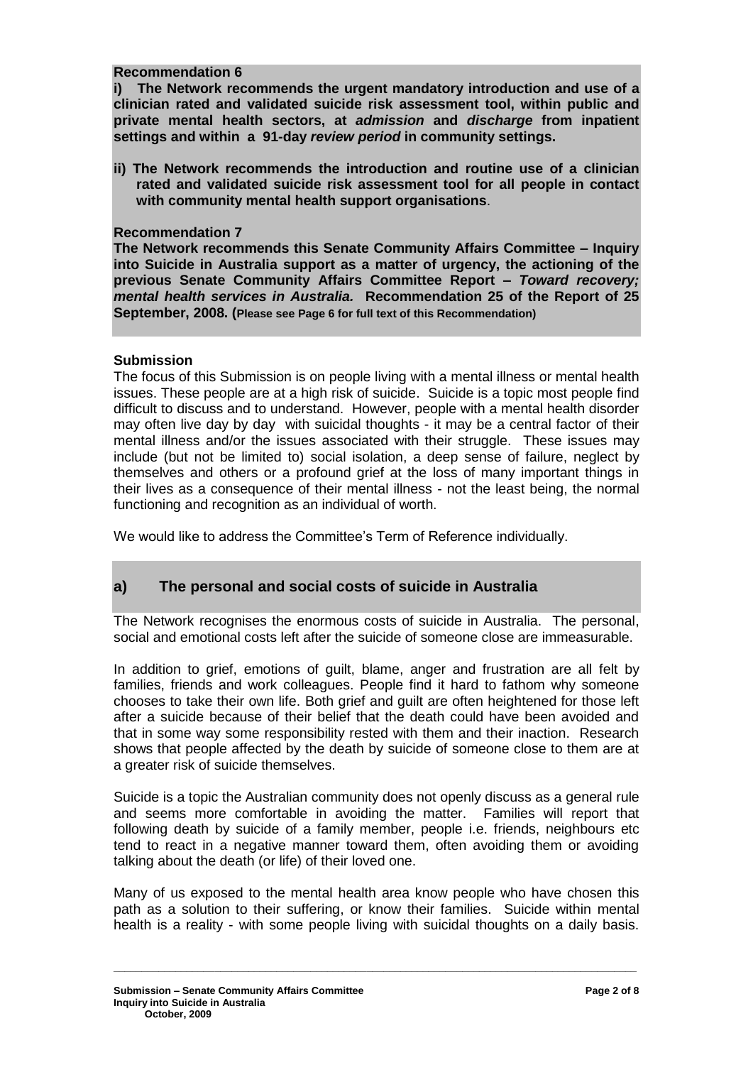**Recommendation 6**

**i) The Network recommends the urgent mandatory introduction and use of a clinician rated and validated suicide risk assessment tool, within public and private mental health sectors, at *admission* and *discharge* from inpatient settings and within a 91-day *review period* in community settings.**

**ii) The Network recommends the introduction and routine use of a clinician rated and validated suicide risk assessment tool for all people in contact with community mental health support organisations**.

**Recommendation 7**

**The Network recommends this Senate Community Affairs Committee – Inquiry into Suicide in Australia support as a matter of urgency, the actioning of the previous Senate Community Affairs Committee Report – *Toward recovery; mental health services in Australia.* Recommendation 25 of the Report of 25 September, 2008. (Please see Page 6 for full text of this Recommendation)**

**Submission**

The focus of this Submission is on people living with a mental illness or mental health issues. These people are at a high risk of suicide. Suicide is a topic most people find difficult to discuss and to understand. However, people with a mental health disorder may often live day by day with suicidal thoughts - it may be a central factor of their mental illness and/or the issues associated with their struggle. These issues may include (but not be limited to) social isolation, a deep sense of failure, neglect by themselves and others or a profound grief at the loss of many important things in their lives as a consequence of their mental illness - not the least being, the normal functioning and recognition as an individual of worth.

We would like to address the Committee's Term of Reference individually.

## a) The personal and social costs of suicide in Australia

The Network recognises the enormous costs of suicide in Australia. The personal, social and emotional costs left after the suicide of someone close are immeasurable.

In addition to grief, emotions of guilt, blame, anger and frustration are all felt by families, friends and work colleagues. People find it hard to fathom why someone chooses to take their own life. Both grief and guilt are often heightened for those left after a suicide because of their belief that the death could have been avoided and that in some way some responsibility rested with them and their inaction. Research shows that people affected by the death by suicide of someone close to them are at a greater risk of suicide themselves.

Suicide is a topic the Australian community does not openly discuss as a general rule and seems more comfortable in avoiding the matter. Families will report that following death by suicide of a family member, people i.e. friends, neighbours etc tend to react in a negative manner toward them, often avoiding them or avoiding talking about the death (or life) of their loved one.

Many of us exposed to the mental health area know people who have chosen this path as a solution to their suffering, or know their families. Suicide within mental health is a reality - with some people living with suicidal thoughts on a daily basis.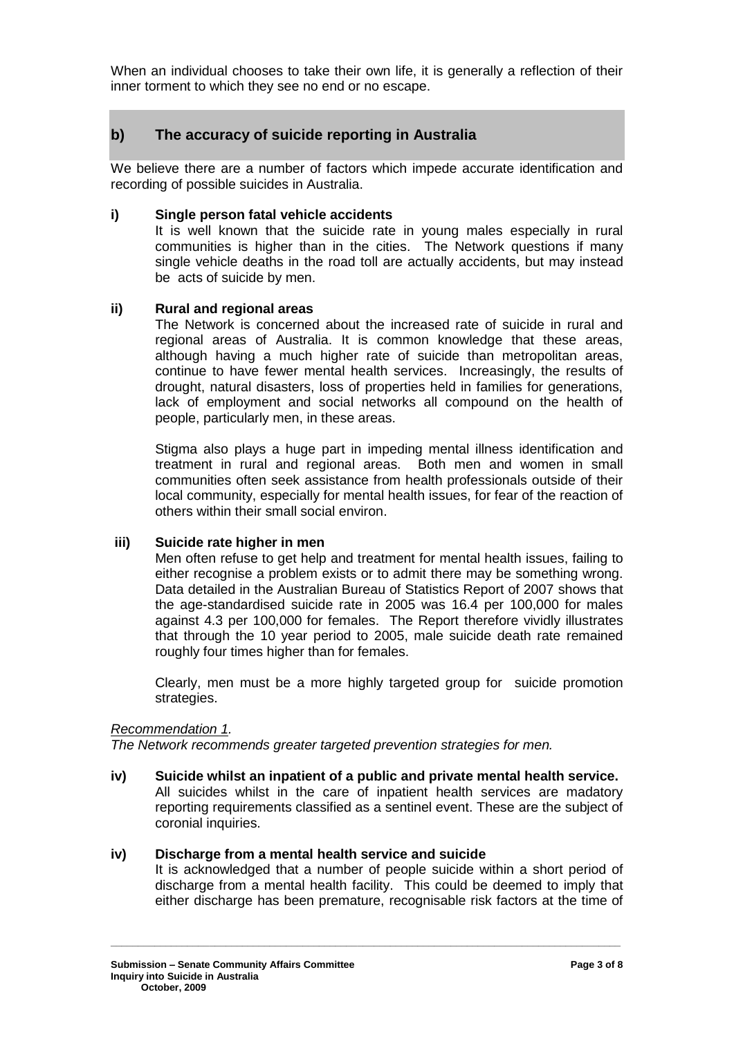When an individual chooses to take their own life, it is generally a reflection of their inner torment to which they see no end or no escape.

## b) The accuracy of suicide reporting in Australia

We believe there are a number of factors which impede accurate identification and recording of possible suicides in Australia.

### i) Single person fatal vehicle accidents

It is well known that the suicide rate in young males especially in rural communities is higher than in the cities. The Network questions if many single vehicle deaths in the road toll are actually accidents, but may instead be acts of suicide by men.

### ii) Rural and regional areas

The Network is concerned about the increased rate of suicide in rural and regional areas of Australia. It is common knowledge that these areas, although having a much higher rate of suicide than metropolitan areas, continue to have fewer mental health services. Increasingly, the results of drought, natural disasters, loss of properties held in families for generations, lack of employment and social networks all compound on the health of people, particularly men, in these areas.

Stigma also plays a huge part in impeding mental illness identification and treatment in rural and regional areas. Both men and women in small communities often seek assistance from health professionals outside of their local community, especially for mental health issues, for fear of the reaction of others within their small social environ.

### iii) Suicide rate higher in men

Men often refuse to get help and treatment for mental health issues, failing to either recognise a problem exists or to admit there may be something wrong. Data detailed in the Australian Bureau of Statistics Report of 2007 shows that the age-standardised suicide rate in 2005 was 16.4 per 100,000 for males against 4.3 per 100,000 for females. The Report therefore vividly illustrates that through the 10 year period to 2005, male suicide death rate remained roughly four times higher than for females.

Clearly, men must be a more highly targeted group for suicide promotion strategies.

*Recommendation 1.*
*The Network recommends greater targeted prevention strategies for men.*

### iv) Suicide whilst an inpatient of a public and private mental health service.

All suicides whilst in the care of inpatient health services are madatory reporting requirements classified as a sentinel event. These are the subject of coronial inquiries.

### iv) Discharge from a mental health service and suicide

It is acknowledged that a number of people suicide within a short period of discharge from a mental health facility. This could be deemed to imply that either discharge has been premature, recognisable risk factors at the time of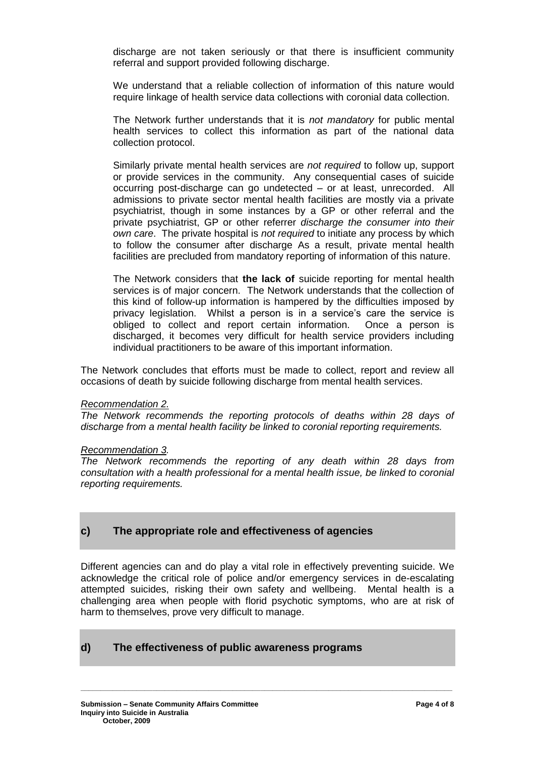discharge are not taken seriously or that there is insufficient community referral and support provided following discharge.

We understand that a reliable collection of information of this nature would require linkage of health service data collections with coronial data collection.

The Network further understands that it is *not mandatory* for public mental health services to collect this information as part of the national data collection protocol.

Similarly private mental health services are *not required* to follow up, support or provide services in the community. Any consequential cases of suicide occurring post-discharge can go undetected – or at least, unrecorded. All admissions to private sector mental health facilities are mostly via a private psychiatrist, though in some instances by a GP or other referral and the private psychiatrist, GP or other referrer *discharge the consumer into their own care*. The private hospital is *not required* to initiate any process by which to follow the consumer after discharge As a result, private mental health facilities are precluded from mandatory reporting of information of this nature.

The Network considers that **the lack of** suicide reporting for mental health services is of major concern. The Network understands that the collection of this kind of follow-up information is hampered by the difficulties imposed by privacy legislation. Whilst a person is in a service's care the service is obliged to collect and report certain information. Once a person is discharged, it becomes very difficult for health service providers including individual practitioners to be aware of this important information.

The Network concludes that efforts must be made to collect, report and review all occasions of death by suicide following discharge from mental health services.

*Recommendation 2.*
*The Network recommends the reporting protocols of deaths within 28 days of discharge from a mental health facility be linked to coronial reporting requirements.*

*Recommendation 3.*
*The Network recommends the reporting of any death within 28 days from consultation with a health professional for a mental health issue, be linked to coronial reporting requirements.*

## c) The appropriate role and effectiveness of agencies

Different agencies can and do play a vital role in effectively preventing suicide. We acknowledge the critical role of police and/or emergency services in de-escalating attempted suicides, risking their own safety and wellbeing. Mental health is a challenging area when people with florid psychotic symptoms, who are at risk of harm to themselves, prove very difficult to manage.

## d) The effectiveness of public awareness programs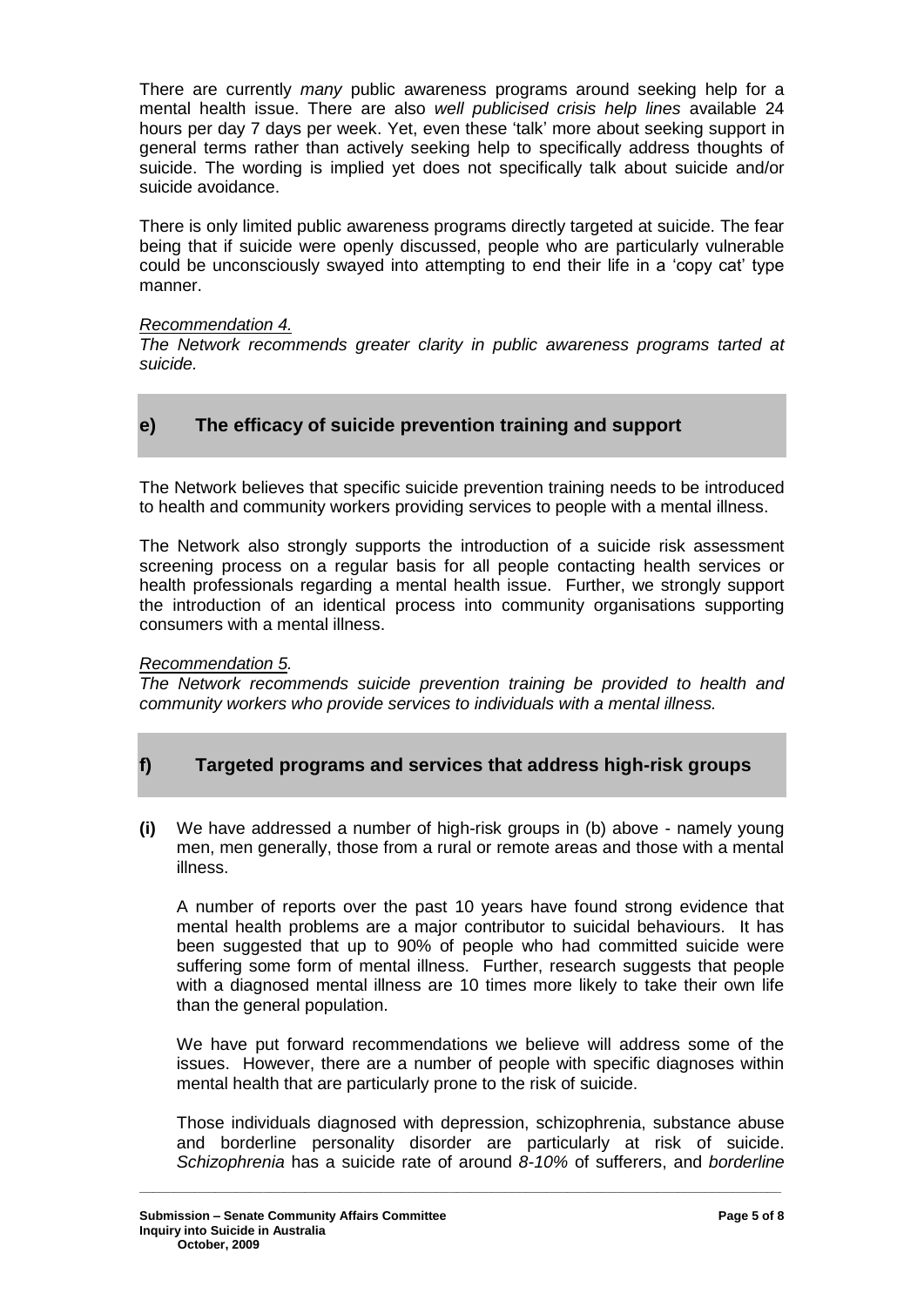There are currently *many* public awareness programs around seeking help for a mental health issue. There are also *well publicised crisis help lines* available 24 hours per day 7 days per week. Yet, even these 'talk' more about seeking support in general terms rather than actively seeking help to specifically address thoughts of suicide. The wording is implied yet does not specifically talk about suicide and/or suicide avoidance.

There is only limited public awareness programs directly targeted at suicide. The fear being that if suicide were openly discussed, people who are particularly vulnerable could be unconsciously swayed into attempting to end their life in a 'copy cat' type manner.

*Recommendation 4.*

*The Network recommends greater clarity in public awareness programs tarted at suicide.*

## e) The efficacy of suicide prevention training and support

The Network believes that specific suicide prevention training needs to be introduced to health and community workers providing services to people with a mental illness.

The Network also strongly supports the introduction of a suicide risk assessment screening process on a regular basis for all people contacting health services or health professionals regarding a mental health issue. Further, we strongly support the introduction of an identical process into community organisations supporting consumers with a mental illness.

*Recommendation 5.*

*The Network recommends suicide prevention training be provided to health and community workers who provide services to individuals with a mental illness.*

## f) Targeted programs and services that address high-risk groups

**(i)** We have addressed a number of high-risk groups in (b) above - namely young men, men generally, those from a rural or remote areas and those with a mental illness.

A number of reports over the past 10 years have found strong evidence that mental health problems are a major contributor to suicidal behaviours. It has been suggested that up to 90% of people who had committed suicide were suffering some form of mental illness. Further, research suggests that people with a diagnosed mental illness are 10 times more likely to take their own life than the general population.

We have put forward recommendations we believe will address some of the issues. However, there are a number of people with specific diagnoses within mental health that are particularly prone to the risk of suicide.

Those individuals diagnosed with depression, schizophrenia, substance abuse and borderline personality disorder are particularly at risk of suicide. *Schizophrenia* has a suicide rate of around *8-10%* of sufferers, and *borderline*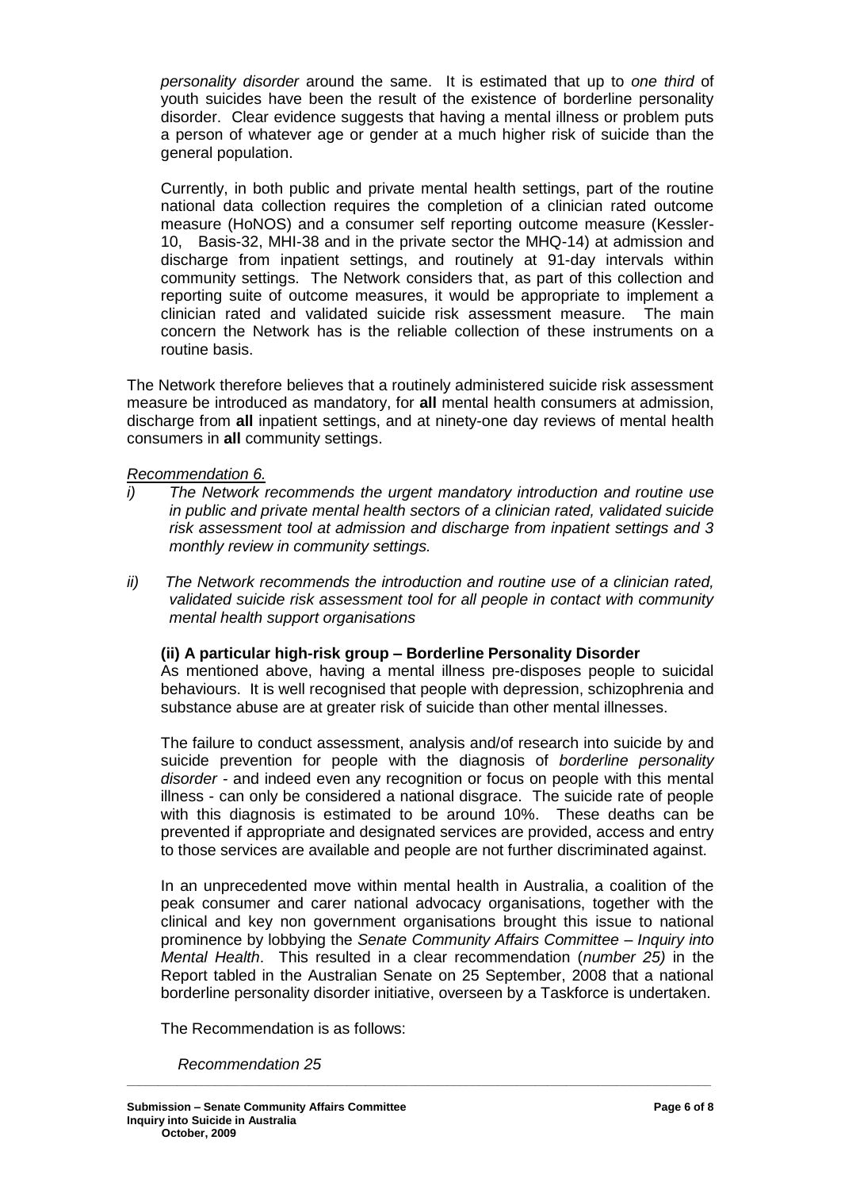*personality disorder* around the same. It is estimated that up to *one third* of youth suicides have been the result of the existence of borderline personality disorder. Clear evidence suggests that having a mental illness or problem puts a person of whatever age or gender at a much higher risk of suicide than the general population.

Currently, in both public and private mental health settings, part of the routine national data collection requires the completion of a clinician rated outcome measure (HoNOS) and a consumer self reporting outcome measure (Kessler-10, Basis-32, MHI-38 and in the private sector the MHQ-14) at admission and discharge from inpatient settings, and routinely at 91-day intervals within community settings. The Network considers that, as part of this collection and reporting suite of outcome measures, it would be appropriate to implement a clinician rated and validated suicide risk assessment measure. The main concern the Network has is the reliable collection of these instruments on a routine basis.

The Network therefore believes that a routinely administered suicide risk assessment measure be introduced as mandatory, for **all** mental health consumers at admission, discharge from **all** inpatient settings, and at ninety-one day reviews of mental health consumers in **all** community settings.

*Recommendation 6.*

i) *The Network recommends the urgent mandatory introduction and routine use in public and private mental health sectors of a clinician rated, validated suicide risk assessment tool at admission and discharge from inpatient settings and 3 monthly review in community settings.*

ii) *The Network recommends the introduction and routine use of a clinician rated, validated suicide risk assessment tool for all people in contact with community mental health support organisations*

**(ii) A particular high-risk group – Borderline Personality Disorder**

As mentioned above, having a mental illness pre-disposes people to suicidal behaviours. It is well recognised that people with depression, schizophrenia and substance abuse are at greater risk of suicide than other mental illnesses.

The failure to conduct assessment, analysis and/of research into suicide by and suicide prevention for people with the diagnosis of *borderline personality disorder* - and indeed even any recognition or focus on people with this mental illness - can only be considered a national disgrace. The suicide rate of people with this diagnosis is estimated to be around 10%. These deaths can be prevented if appropriate and designated services are provided, access and entry to those services are available and people are not further discriminated against.

In an unprecedented move within mental health in Australia, a coalition of the peak consumer and carer national advocacy organisations, together with the clinical and key non government organisations brought this issue to national prominence by lobbying the *Senate Community Affairs Committee – Inquiry into Mental Health*. This resulted in a clear recommendation (*number 25)* in the Report tabled in the Australian Senate on 25 September, 2008 that a national borderline personality disorder initiative, overseen by a Taskforce is undertaken.

The Recommendation is as follows:

*Recommendation 25*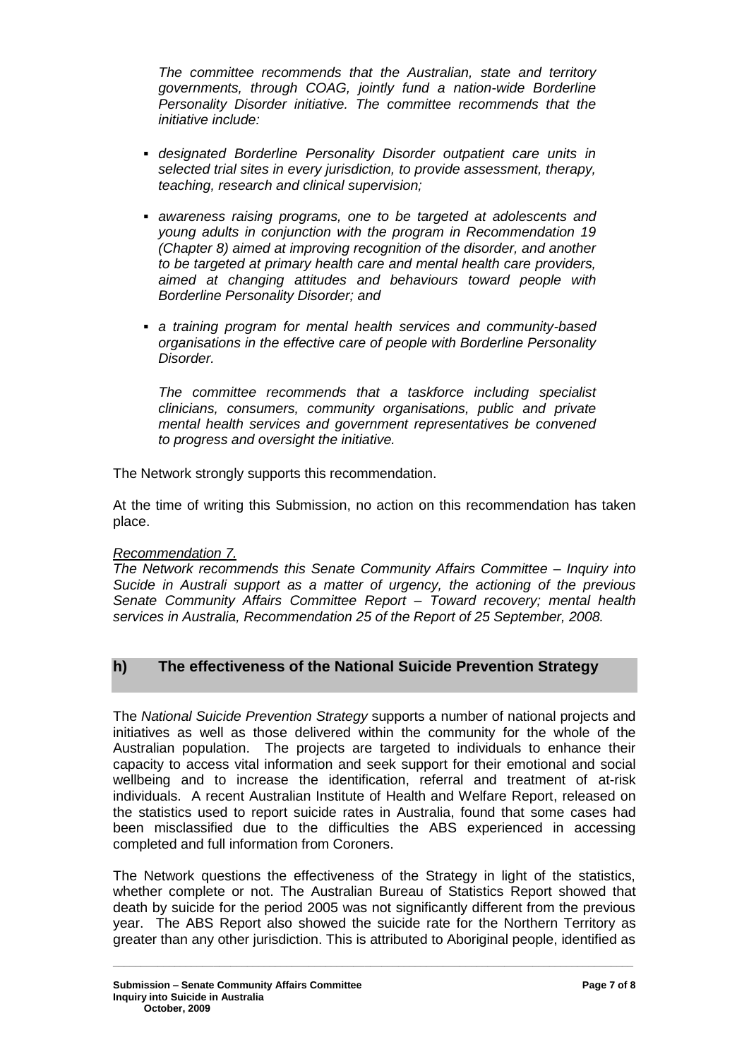*The committee recommends that the Australian, state and territory governments, through COAG, jointly fund a nation-wide Borderline Personality Disorder initiative. The committee recommends that the initiative include:*

- *designated Borderline Personality Disorder outpatient care units in selected trial sites in every jurisdiction, to provide assessment, therapy, teaching, research and clinical supervision;*
- *awareness raising programs, one to be targeted at adolescents and young adults in conjunction with the program in Recommendation 19 (Chapter 8) aimed at improving recognition of the disorder, and another to be targeted at primary health care and mental health care providers, aimed at changing attitudes and behaviours toward people with Borderline Personality Disorder; and*
- *a training program for mental health services and community-based organisations in the effective care of people with Borderline Personality Disorder.*

*The committee recommends that a taskforce including specialist clinicians, consumers, community organisations, public and private mental health services and government representatives be convened to progress and oversight the initiative.*

The Network strongly supports this recommendation.

At the time of writing this Submission, no action on this recommendation has taken place.

*Recommendation 7.*
*The Network recommends this Senate Community Affairs Committee – Inquiry into Sucide in Australi support as a matter of urgency, the actioning of the previous Senate Community Affairs Committee Report – Toward recovery; mental health services in Australia, Recommendation 25 of the Report of 25 September, 2008.*

## h) The effectiveness of the National Suicide Prevention Strategy

The *National Suicide Prevention Strategy* supports a number of national projects and initiatives as well as those delivered within the community for the whole of the Australian population. The projects are targeted to individuals to enhance their capacity to access vital information and seek support for their emotional and social wellbeing and to increase the identification, referral and treatment of at-risk individuals. A recent Australian Institute of Health and Welfare Report, released on the statistics used to report suicide rates in Australia, found that some cases had been misclassified due to the difficulties the ABS experienced in accessing completed and full information from Coroners.

The Network questions the effectiveness of the Strategy in light of the statistics, whether complete or not. The Australian Bureau of Statistics Report showed that death by suicide for the period 2005 was not significantly different from the previous year. The ABS Report also showed the suicide rate for the Northern Territory as greater than any other jurisdiction. This is attributed to Aboriginal people, identified as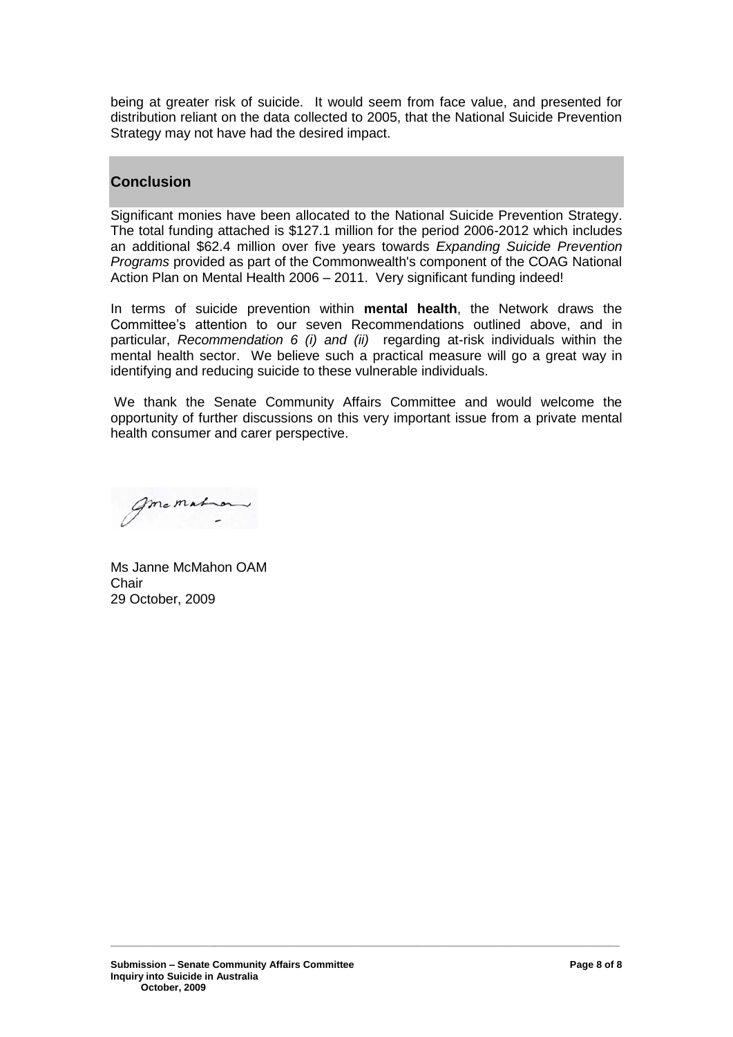being at greater risk of suicide. It would seem from face value, and presented for distribution reliant on the data collected to 2005, that the National Suicide Prevention Strategy may not have had the desired impact.

## Conclusion

Significant monies have been allocated to the National Suicide Prevention Strategy. The total funding attached is $127.1 million for the period 2006-2012 which includes an additional $62.4 million over five years towards *Expanding Suicide Prevention Programs* provided as part of the Commonwealth's component of the COAG National Action Plan on Mental Health 2006 – 2011. Very significant funding indeed!

In terms of suicide prevention within **mental health**, the Network draws the Committee's attention to our seven Recommendations outlined above, and in particular, *Recommendation 6 (i) and (ii)* regarding at-risk individuals within the mental health sector. We believe such a practical measure will go a great way in identifying and reducing suicide to these vulnerable individuals.

We thank the Senate Community Affairs Committee and would welcome the opportunity of further discussions on this very important issue from a private mental health consumer and carer perspective.

Ms Janne McMahon OAM
Chair
29 October, 2009